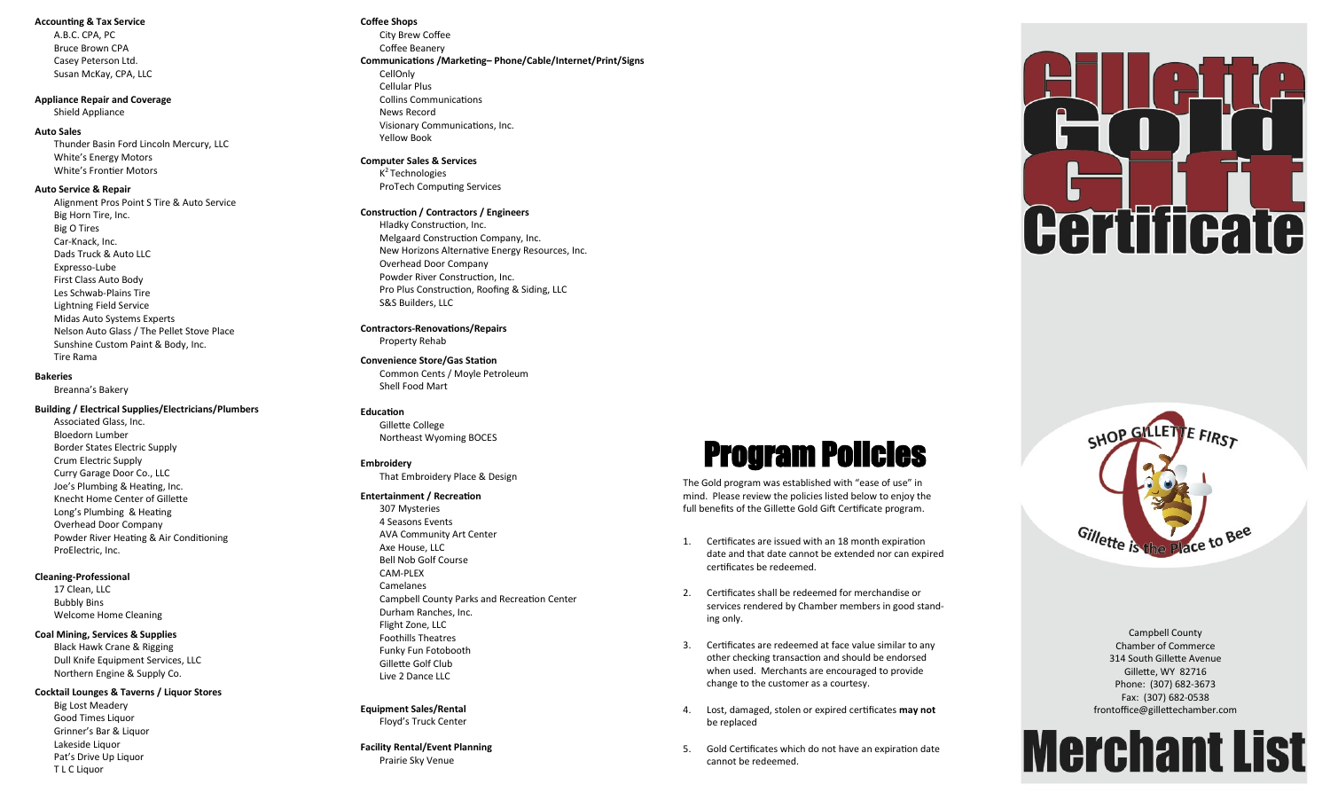**Accounting & Tax Service**

- A.B.C. CPA, PC
- Bruce Brown CPA
- Casey Peterson Ltd.
- Susan McKay, CPA, LLC

**Appliance Repair and Coverage**

- Shield Appliance

**Auto Sales**

- Thunder Basin Ford Lincoln Mercury, LLC
- White's Energy Motors
- White's Frontier Motors

**Auto Service & Repair**

- Alignment Pros Point S Tire & Auto Service
- Big Horn Tire, Inc.
- Big O Tires
- Car-Knack, Inc.
- Dads Truck & Auto LLC
- Expresso-Lube
- First Class Auto Body
- Les Schwab-Plains Tire
- Lightning Field Service
- Midas Auto Systems Experts
- Nelson Auto Glass / The Pellet Stove Place
- Sunshine Custom Paint & Body, Inc.
- Tire Rama

**Bakeries**

- Breanna's Bakery

**Building / Electrical Supplies/Electricians/Plumbers**

- Associated Glass, Inc.
- Bloedorn Lumber
- Border States Electric Supply
- Crum Electric Supply
- Curry Garage Door Co., LLC
- Joe's Plumbing & Heating, Inc.
- Knecht Home Center of Gillette
- Long's Plumbing & Heating
- Overhead Door Company
- Powder River Heating & Air Conditioning
- ProElectric, Inc.

**Cleaning-Professional**

- 17 Clean, LLC
- Bubbly Bins
- Welcome Home Cleaning

**Coal Mining, Services & Supplies**

- Black Hawk Crane & Rigging
- Dull Knife Equipment Services, LLC
- Northern Engine & Supply Co.

**Cocktail Lounges & Taverns / Liquor Stores**

- Big Lost Meadery
- Good Times Liquor
- Grinner's Bar & Liquor
- Lakeside Liquor
- Pat's Drive Up Liquor
- T L C Liquor

**Coffee Shops**

- City Brew Coffee
- Coffee Beanery

**Communications /Marketing– Phone/Cable/Internet/Print/Signs**

- CellOnly
- Cellular Plus
- Collins Communications
- News Record
- Visionary Communications, Inc.
- Yellow Book

**Computer Sales & Services**

- $K^2$ Technologies
- ProTech Computing Services

**Construction / Contractors / Engineers**

- Hladky Construction, Inc.
- Melgaard Construction Company, Inc.
- New Horizons Alternative Energy Resources, Inc.
- Overhead Door Company
- Powder River Construction, Inc.
- Pro Plus Construction, Roofing & Siding, LLC
- S&S Builders, LLC

**Contractors-Renovations/Repairs**

- Property Rehab

**Convenience Store/Gas Station**

- Common Cents / Moyle Petroleum
- Shell Food Mart

**Education**

- Gillette College
- Northeast Wyoming BOCES

**Embroidery**

- That Embroidery Place & Design

**Entertainment / Recreation**

- 307 Mysteries
- 4 Seasons Events
- AVA Community Art Center
- Axe House, LLC
- Bell Nob Golf Course
- CAM-PLEX
- Camelanes
- Campbell County Parks and Recreation Center
- Durham Ranches, Inc.
- Flight Zone, LLC
- Foothills Theatres
- Funky Fun Fotobooth
- Gillette Golf Club
- Live 2 Dance LLC

**Equipment Sales/Rental**

- Floyd's Truck Center

**Facility Rental/Event Planning**

- Prairie Sky Venue

# Program Policies

The Gold program was established with "ease of use" in mind. Please review the policies listed below to enjoy the full benefits of the Gillette Gold Gift Certificate program.

1. Certificates are issued with an 18 month expiration date and that date cannot be extended nor can expired certificates be redeemed.
2. Certificates shall be redeemed for merchandise or services rendered by Chamber members in good standing only.
3. Certificates are redeemed at face value similar to any other checking transaction and should be endorsed when used. Merchants are encouraged to provide change to the customer as a courtesy.
4. Lost, damaged, stolen or expired certificates **may not** be replaced
5. Gold Certificates which do not have an expiration date cannot be redeemed.

# Gillette Gold Gift Certificate

SHOP GILLETTE FIRST

Gillette is the Place to Bee

Campbell County
Chamber of Commerce
314 South Gillette Avenue
Gillette, WY 82716
Phone: (307) 682-3673
Fax: (307) 682-0538
frontoffice@gillettechamber.com

# Merchant List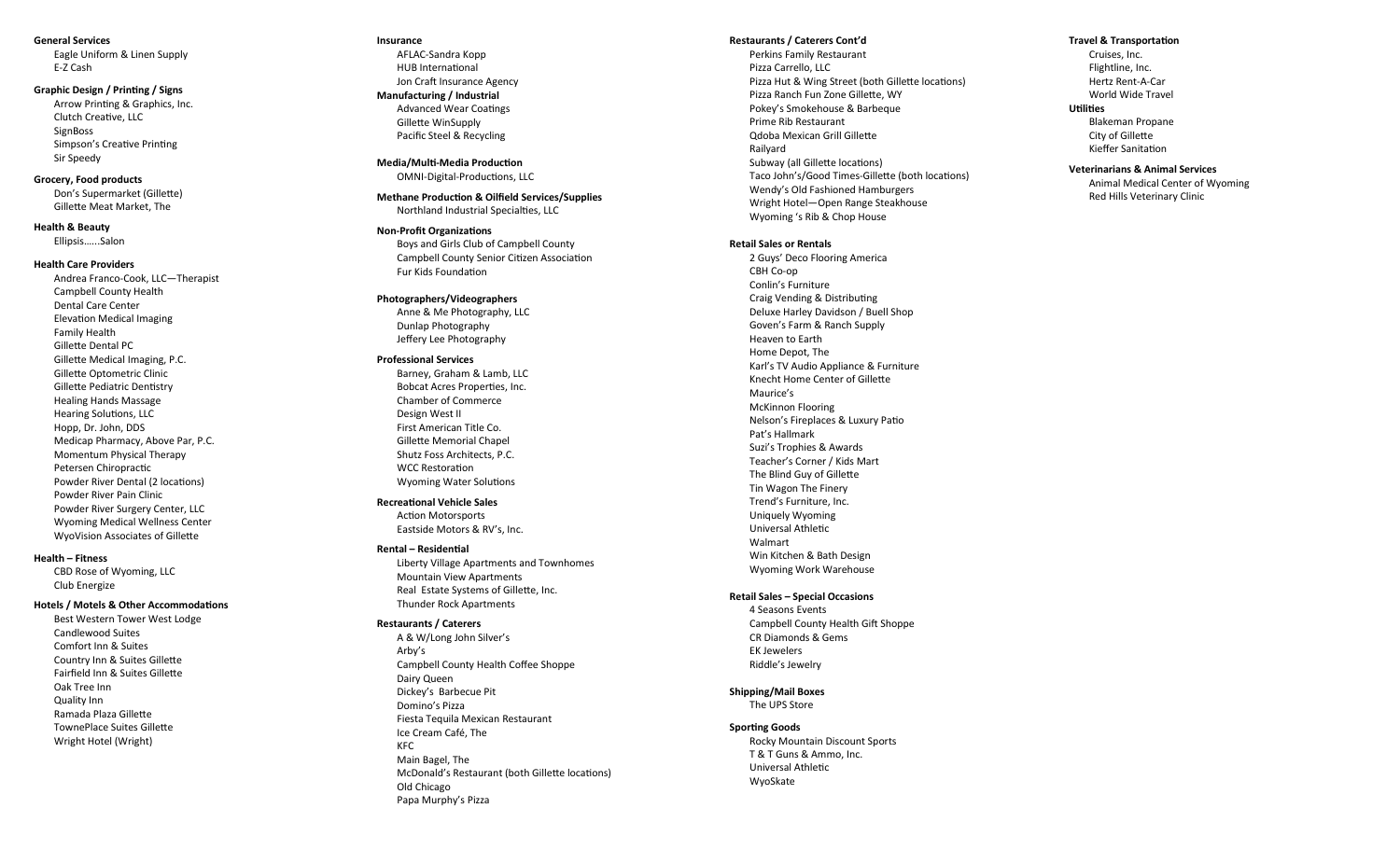**General Services**

- Eagle Uniform & Linen Supply
- E-Z Cash

**Graphic Design / Printing / Signs**

- Arrow Printing & Graphics, Inc.
- Clutch Creative, LLC
- SignBoss
- Simpson's Creative Printing
- Sir Speedy

**Grocery, Food products**

- Don's Supermarket (Gillette)
- Gillette Meat Market, The

**Health & Beauty**

- Ellipsis……Salon

**Health Care Providers**

- Andrea Franco-Cook, LLC—Therapist
- Campbell County Health
- Dental Care Center
- Elevation Medical Imaging
- Family Health
- Gillette Dental PC
- Gillette Medical Imaging, P.C.
- Gillette Optometric Clinic
- Gillette Pediatric Dentistry
- Healing Hands Massage
- Hearing Solutions, LLC
- Hopp, Dr. John, DDS
- Medicap Pharmacy, Above Par, P.C.
- Momentum Physical Therapy
- Petersen Chiropractic
- Powder River Dental (2 locations)
- Powder River Pain Clinic
- Powder River Surgery Center, LLC
- Wyoming Medical Wellness Center
- WyoVision Associates of Gillette

**Health – Fitness**

- CBD Rose of Wyoming, LLC
- Club Energize

**Hotels / Motels & Other Accommodations**

- Best Western Tower West Lodge
- Candlewood Suites
- Comfort Inn & Suites
- Country Inn & Suites Gillette
- Fairfield Inn & Suites Gillette
- Oak Tree Inn
- Quality Inn
- Ramada Plaza Gillette
- TownePlace Suites Gillette
- Wright Hotel (Wright)

**Insurance**

- AFLAC-Sandra Kopp
- HUB International
- Jon Craft Insurance Agency

**Manufacturing / Industrial**

- Advanced Wear Coatings
- Gillette WinSupply
- Pacific Steel & Recycling

**Media/Multi-Media Production**

- OMNI-Digital-Productions, LLC

**Methane Production & Oilfield Services/Supplies**

- Northland Industrial Specialties, LLC

**Non-Profit Organizations**

- Boys and Girls Club of Campbell County
- Campbell County Senior Citizen Association
- Fur Kids Foundation

**Photographers/Videographers**

- Anne & Me Photography, LLC
- Dunlap Photography
- Jeffery Lee Photography

**Professional Services**

- Barney, Graham & Lamb, LLC
- Bobcat Acres Properties, Inc.
- Chamber of Commerce
- Design West II
- First American Title Co.
- Gillette Memorial Chapel
- Shutz Foss Architects, P.C.
- WCC Restoration
- Wyoming Water Solutions

**Recreational Vehicle Sales**

- Action Motorsports
- Eastside Motors & RV's, Inc.

**Rental – Residential**

- Liberty Village Apartments and Townhomes
- Mountain View Apartments
- Real Estate Systems of Gillette, Inc.
- Thunder Rock Apartments

**Restaurants / Caterers**

- A & W/Long John Silver's
- Arby's
- Campbell County Health Coffee Shoppe
- Dairy Queen
- Dickey's Barbecue Pit
- Domino's Pizza
- Fiesta Tequila Mexican Restaurant
- Ice Cream Café, The
- KFC
- Main Bagel, The
- McDonald's Restaurant (both Gillette locations)
- Old Chicago
- Papa Murphy's Pizza

**Restaurants / Caterers Cont'd**

- Perkins Family Restaurant
- Pizza Carrello, LLC
- Pizza Hut & Wing Street (both Gillette locations)
- Pizza Ranch Fun Zone Gillette, WY
- Pokey's Smokehouse & Barbeque
- Prime Rib Restaurant
- Qdoba Mexican Grill Gillette
- Railyard
- Subway (all Gillette locations)
- Taco John's/Good Times-Gillette (both locations)
- Wendy's Old Fashioned Hamburgers
- Wright Hotel—Open Range Steakhouse
- Wyoming 's Rib & Chop House

**Retail Sales or Rentals**

- 2 Guys' Deco Flooring America
- CBH Co-op
- Conlin's Furniture
- Craig Vending & Distributing
- Deluxe Harley Davidson / Buell Shop
- Goven's Farm & Ranch Supply
- Heaven to Earth
- Home Depot, The
- Karl's TV Audio Appliance & Furniture
- Knecht Home Center of Gillette
- Maurice's
- McKinnon Flooring
- Nelson's Fireplaces & Luxury Patio
- Pat's Hallmark
- Suzi's Trophies & Awards
- Teacher's Corner / Kids Mart
- The Blind Guy of Gillette
- Tin Wagon The Finery
- Trend's Furniture, Inc.
- Uniquely Wyoming
- Universal Athletic
- Walmart
- Win Kitchen & Bath Design
- Wyoming Work Warehouse

**Retail Sales – Special Occasions**

- 4 Seasons Events
- Campbell County Health Gift Shoppe
- CR Diamonds & Gems
- EK Jewelers
- Riddle's Jewelry

**Shipping/Mail Boxes**

- The UPS Store

**Sporting Goods**

- Rocky Mountain Discount Sports
- T & T Guns & Ammo, Inc.
- Universal Athletic
- WyoSkate

**Travel & Transportation**

- Cruises, Inc.
- Flightline, Inc.
- Hertz Rent-A-Car
- World Wide Travel

**Utilities**

- Blakeman Propane
- City of Gillette
- Kieffer Sanitation

**Veterinarians & Animal Services**

- Animal Medical Center of Wyoming
- Red Hills Veterinary Clinic